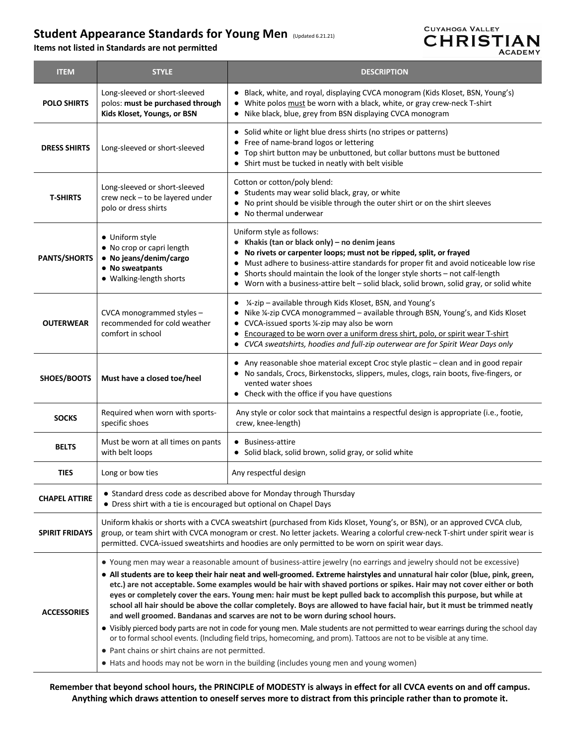# Student Appearance Standards for Young Men (Updated 6.21.21)

**Items not listed in Standards are not permitted**

Cuyahoga Valley CHRISTIAN Academy

| ITEM | STYLE | DESCRIPTION |
|---|---|---|
| **POLO SHIRTS** | Long-sleeved or short-sleeved polos: **must be purchased through Kids Kloset, Youngs, or BSN** | • Black, white, and royal, displaying CVCA monogram (Kids Kloset, BSN, Young's)<br>• White polos must be worn with a black, white, or gray crew-neck T-shirt<br>• Nike black, blue, grey from BSN displaying CVCA monogram |
| **DRESS SHIRTS** | Long-sleeved or short-sleeved | • Solid white or light blue dress shirts (no stripes or patterns)<br>• Free of name-brand logos or lettering<br>• Top shirt button may be unbuttoned, but collar buttons must be buttoned<br>• Shirt must be tucked in neatly with belt visible |
| **T-SHIRTS** | Long-sleeved or short-sleeved crew neck – to be layered under polo or dress shirts | Cotton or cotton/poly blend:<br>• Students may wear solid black, gray, or white<br>• No print should be visible through the outer shirt or on the shirt sleeves<br>• No thermal underwear |
| **PANTS/SHORTS** | • Uniform style<br>• No crop or capri length<br>• **No jeans/denim/cargo**<br>• **No sweatpants**<br>• Walking-length shorts | Uniform style as follows:<br>• **Khakis (tan or black only) – no denim jeans**<br>• **No rivets or carpenter loops; must not be ripped, split, or frayed**<br>• Must adhere to business-attire standards for proper fit and avoid noticeable low rise<br>• Shorts should maintain the look of the longer style shorts – not calf-length<br>• Worn with a business-attire belt – solid black, solid brown, solid gray, or solid white |
| **OUTERWEAR** | CVCA monogrammed styles – recommended for cold weather comfort in school | • ¼-zip – available through Kids Kloset, BSN, and Young's<br>• Nike ¼-zip CVCA monogrammed – available through BSN, Young's, and Kids Kloset<br>• CVCA-issued sports ¼-zip may also be worn<br>• Encouraged to be worn over a uniform dress shirt, polo, or spirit wear T-shirt<br>• *CVCA sweatshirts, hoodies and full-zip outerwear are for Spirit Wear Days only* |
| **SHOES/BOOTS** | **Must have a closed toe/heel** | • Any reasonable shoe material except Croc style plastic – clean and in good repair<br>• No sandals, Crocs, Birkenstocks, slippers, mules, clogs, rain boots, five-fingers, or vented water shoes<br>• Check with the office if you have questions |
| **SOCKS** | Required when worn with sports-specific shoes | Any style or color sock that maintains a respectful design is appropriate (i.e., footie, crew, knee-length) |
| **BELTS** | Must be worn at all times on pants with belt loops | • Business-attire<br>• Solid black, solid brown, solid gray, or solid white |
| **TIES** | Long or bow ties | Any respectful design |
| **CHAPEL ATTIRE** | • Standard dress code as described above for Monday through Thursday<br>• Dress shirt with a tie is encouraged but optional on Chapel Days | |
| **SPIRIT FRIDAYS** | Uniform khakis or shorts with a CVCA sweatshirt (purchased from Kids Kloset, Young's, or BSN), or an approved CVCA club, group, or team shirt with CVCA monogram or crest. No letter jackets. Wearing a colorful crew-neck T-shirt under spirit wear is permitted. CVCA-issued sweatshirts and hoodies are only permitted to be worn on spirit wear days. | |
| **ACCESSORIES** | • Young men may wear a reasonable amount of business-attire jewelry (no earrings and jewelry should not be excessive)<br>• **All students are to keep their hair neat and well-groomed. Extreme hairstyles and unnatural hair color (blue, pink, green, etc.) are not acceptable. Some examples would be hair with shaved portions or spikes. Hair may not cover either or both eyes or completely cover the ears. Young men: hair must be kept pulled back to accomplish this purpose, but while at school all hair should be above the collar completely. Boys are allowed to have facial hair, but it must be trimmed neatly and well groomed. Bandanas and scarves are not to be worn during school hours.**<br>• Visibly pierced body parts are not in code for young men. Male students are not permitted to wear earrings during the school day or to formal school events. (Including field trips, homecoming, and prom). Tattoos are not to be visible at any time.<br>• Pant chains or shirt chains are not permitted.<br>• Hats and hoods may not be worn in the building (includes young men and young women) | |

**Remember that beyond school hours, the PRINCIPLE of MODESTY is always in effect for all CVCA events on and off campus. Anything which draws attention to oneself serves more to distract from this principle rather than to promote it.**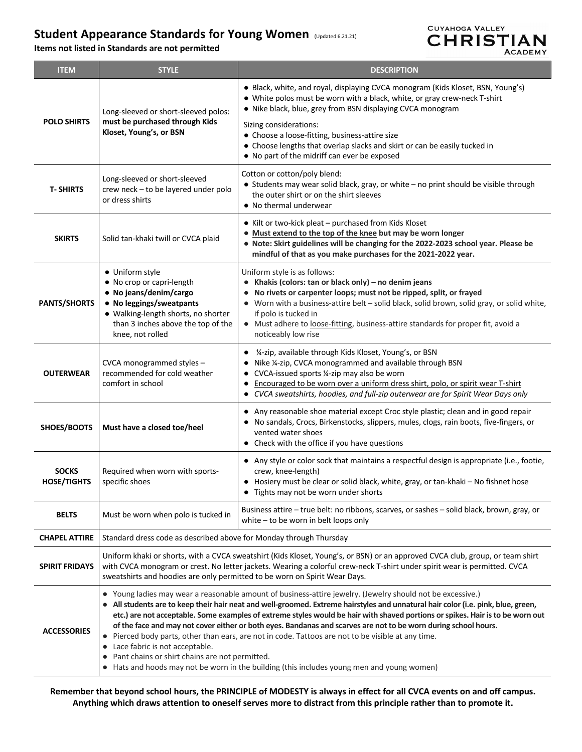# Student Appearance Standards for Young Women (Updated 6.21.21)

**Items not listed in Standards are not permitted**

CUYAHOGA VALLEY CHRISTIAN ACADEMY

| ITEM | STYLE | DESCRIPTION |
|---|---|---|
| **POLO SHIRTS** | Long-sleeved or short-sleeved polos: **must be purchased through Kids Kloset, Young's, or BSN** | ● Black, white, and royal, displaying CVCA monogram (Kids Kloset, BSN, Young's)<br>● White polos must be worn with a black, white, or gray crew-neck T-shirt<br>● Nike black, blue, grey from BSN displaying CVCA monogram<br>Sizing considerations:<br>● Choose a loose-fitting, business-attire size<br>● Choose lengths that overlap slacks and skirt or can be easily tucked in<br>● No part of the midriff can ever be exposed |
| **T- SHIRTS** | Long-sleeved or short-sleeved crew neck – to be layered under polo or dress shirts | Cotton or cotton/poly blend:<br>● Students may wear solid black, gray, or white – no print should be visible through the outer shirt or on the shirt sleeves<br>● No thermal underwear |
| **SKIRTS** | Solid tan-khaki twill or CVCA plaid | ● Kilt or two-kick pleat – purchased from Kids Kloset<br>● **Must extend to the top of the knee but may be worn longer**<br>● **Note: Skirt guidelines will be changing for the 2022-2023 school year. Please be mindful of that as you make purchases for the 2021-2022 year.** |
| **PANTS/SHORTS** | ● Uniform style<br>● No crop or capri-length<br>● **No jeans/denim/cargo**<br>● **No leggings/sweatpants**<br>● Walking-length shorts, no shorter than 3 inches above the top of the knee, not rolled | Uniform style is as follows:<br>● **Khakis (colors: tan or black only) – no denim jeans**<br>● **No rivets or carpenter loops; must not be ripped, split, or frayed**<br>● Worn with a business-attire belt – solid black, solid brown, solid gray, or solid white, if polo is tucked in<br>● Must adhere to loose-fitting, business-attire standards for proper fit, avoid a noticeably low rise |
| **OUTERWEAR** | CVCA monogrammed styles – recommended for cold weather comfort in school | ● ¼-zip, available through Kids Kloset, Young's, or BSN<br>● Nike ¼-zip, CVCA monogrammed and available through BSN<br>● CVCA-issued sports ¼-zip may also be worn<br>● Encouraged to be worn over a uniform dress shirt, polo, or spirit wear T-shirt<br>● *CVCA sweatshirts, hoodies, and full-zip outerwear are for Spirit Wear Days only* |
| **SHOES/BOOTS** | **Must have a closed toe/heel** | ● Any reasonable shoe material except Croc style plastic; clean and in good repair<br>● No sandals, Crocs, Birkenstocks, slippers, mules, clogs, rain boots, five-fingers, or vented water shoes<br>● Check with the office if you have questions |
| **SOCKS HOSE/TIGHTS** | Required when worn with sports-specific shoes | ● Any style or color sock that maintains a respectful design is appropriate (i.e., footie, crew, knee-length)<br>● Hosiery must be clear or solid black, white, gray, or tan-khaki – No fishnet hose<br>● Tights may not be worn under shorts |
| **BELTS** | Must be worn when polo is tucked in | Business attire – true belt: no ribbons, scarves, or sashes – solid black, brown, gray, or white – to be worn in belt loops only |
| **CHAPEL ATTIRE** | Standard dress code as described above for Monday through Thursday | |
| **SPIRIT FRIDAYS** | Uniform khaki or shorts, with a CVCA sweatshirt (Kids Kloset, Young's, or BSN) or an approved CVCA club, group, or team shirt with CVCA monogram or crest. No letter jackets. Wearing a colorful crew-neck T-shirt under spirit wear is permitted. CVCA sweatshirts and hoodies are only permitted to be worn on Spirit Wear Days. | |
| **ACCESSORIES** | ● Young ladies may wear a reasonable amount of business-attire jewelry. (Jewelry should not be excessive.)<br>● **All students are to keep their hair neat and well-groomed. Extreme hairstyles and unnatural hair color (i.e. pink, blue, green, etc.) are not acceptable. Some examples of extreme styles would be hair with shaved portions or spikes. Hair is to be worn out of the face and may not cover either or both eyes. Bandanas and scarves are not to be worn during school hours.**<br>● Pierced body parts, other than ears, are not in code. Tattoos are not to be visible at any time.<br>● Lace fabric is not acceptable.<br>● Pant chains or shirt chains are not permitted.<br>● Hats and hoods may not be worn in the building (this includes young men and young women) | |

**Remember that beyond school hours, the PRINCIPLE of MODESTY is always in effect for all CVCA events on and off campus. Anything which draws attention to oneself serves more to distract from this principle rather than to promote it.**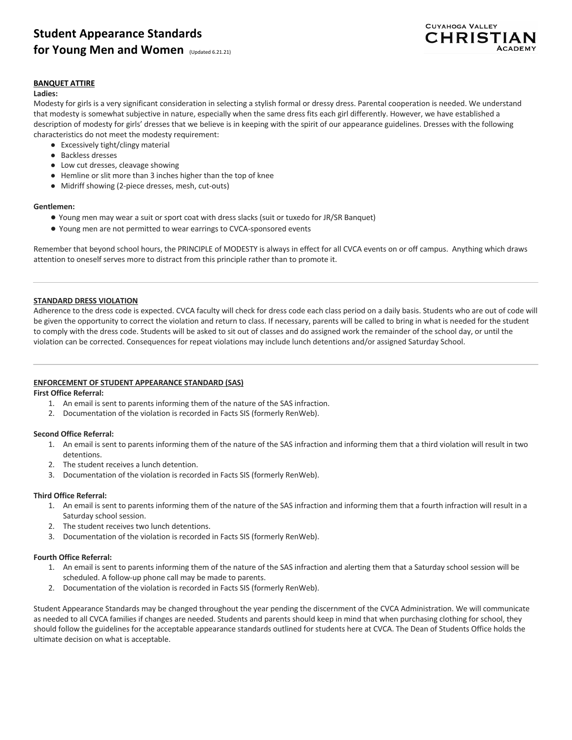# Student Appearance Standards for Young Men and Women (Updated 6.21.21)

CUYAHOGA VALLEY CHRISTIAN ACADEMY

## BANQUET ATTIRE

**Ladies:**

Modesty for girls is a very significant consideration in selecting a stylish formal or dressy dress. Parental cooperation is needed. We understand that modesty is somewhat subjective in nature, especially when the same dress fits each girl differently. However, we have established a description of modesty for girls' dresses that we believe is in keeping with the spirit of our appearance guidelines. Dresses with the following characteristics do not meet the modesty requirement:

- Excessively tight/clingy material
- Backless dresses
- Low cut dresses, cleavage showing
- Hemline or slit more than 3 inches higher than the top of knee
- Midriff showing (2-piece dresses, mesh, cut-outs)

**Gentlemen:**

- Young men may wear a suit or sport coat with dress slacks (suit or tuxedo for JR/SR Banquet)
- Young men are not permitted to wear earrings to CVCA-sponsored events

Remember that beyond school hours, the PRINCIPLE of MODESTY is always in effect for all CVCA events on or off campus. Anything which draws attention to oneself serves more to distract from this principle rather than to promote it.

---

## STANDARD DRESS VIOLATION

Adherence to the dress code is expected. CVCA faculty will check for dress code each class period on a daily basis. Students who are out of code will be given the opportunity to correct the violation and return to class. If necessary, parents will be called to bring in what is needed for the student to comply with the dress code. Students will be asked to sit out of classes and do assigned work the remainder of the school day, or until the violation can be corrected. Consequences for repeat violations may include lunch detentions and/or assigned Saturday School.

---

## ENFORCEMENT OF STUDENT APPEARANCE STANDARD (SAS)

**First Office Referral:**

1. An email is sent to parents informing them of the nature of the SAS infraction.
2. Documentation of the violation is recorded in Facts SIS (formerly RenWeb).

**Second Office Referral:**

1. An email is sent to parents informing them of the nature of the SAS infraction and informing them that a third violation will result in two detentions.
2. The student receives a lunch detention.
3. Documentation of the violation is recorded in Facts SIS (formerly RenWeb).

**Third Office Referral:**

1. An email is sent to parents informing them of the nature of the SAS infraction and informing them that a fourth infraction will result in a Saturday school session.
2. The student receives two lunch detentions.
3. Documentation of the violation is recorded in Facts SIS (formerly RenWeb).

**Fourth Office Referral:**

1. An email is sent to parents informing them of the nature of the SAS infraction and alerting them that a Saturday school session will be scheduled. A follow-up phone call may be made to parents.
2. Documentation of the violation is recorded in Facts SIS (formerly RenWeb).

Student Appearance Standards may be changed throughout the year pending the discernment of the CVCA Administration. We will communicate as needed to all CVCA families if changes are needed. Students and parents should keep in mind that when purchasing clothing for school, they should follow the guidelines for the acceptable appearance standards outlined for students here at CVCA. The Dean of Students Office holds the ultimate decision on what is acceptable.